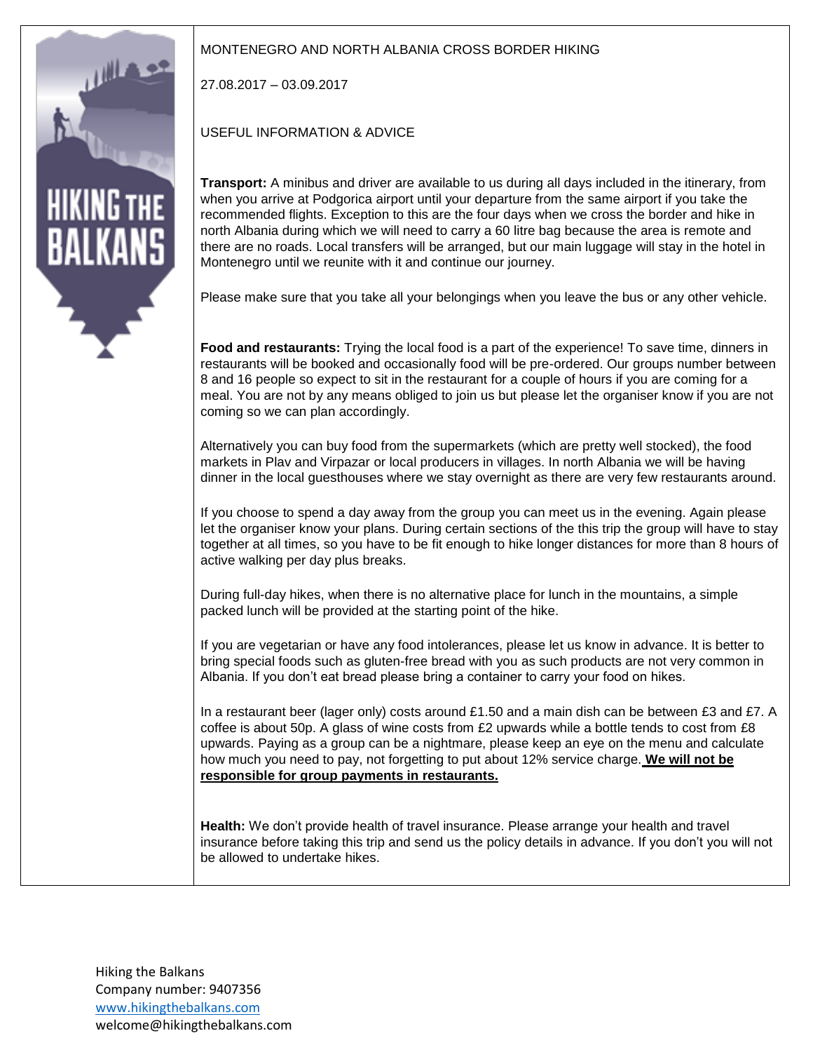# MONTENEGRO AND NORTH ALBANIA CROSS BORDER HIKING

27.08.2017 – 03.09.2017

## USEFUL INFORMATION & ADVICE

**Transport:** A minibus and driver are available to us during all days included in the itinerary, from when you arrive at Podgorica airport until your departure from the same airport if you take the recommended flights. Exception to this are the four days when we cross the border and hike in north Albania during which we will need to carry a 60 litre bag because the area is remote and there are no roads. Local transfers will be arranged, but our main luggage will stay in the hotel in Montenegro until we reunite with it and continue our journey.

Please make sure that you take all your belongings when you leave the bus or any other vehicle.

**Food and restaurants:** Trying the local food is a part of the experience! To save time, dinners in restaurants will be booked and occasionally food will be pre-ordered. Our groups number between 8 and 16 people so expect to sit in the restaurant for a couple of hours if you are coming for a meal. You are not by any means obliged to join us but please let the organiser know if you are not coming so we can plan accordingly.

Alternatively you can buy food from the supermarkets (which are pretty well stocked), the food markets in Plav and Virpazar or local producers in villages. In north Albania we will be having dinner in the local guesthouses where we stay overnight as there are very few restaurants around.

If you choose to spend a day away from the group you can meet us in the evening. Again please let the organiser know your plans. During certain sections of the this trip the group will have to stay together at all times, so you have to be fit enough to hike longer distances for more than 8 hours of active walking per day plus breaks.

During full-day hikes, when there is no alternative place for lunch in the mountains, a simple packed lunch will be provided at the starting point of the hike.

If you are vegetarian or have any food intolerances, please let us know in advance. It is better to bring special foods such as gluten-free bread with you as such products are not very common in Albania. If you don't eat bread please bring a container to carry your food on hikes.

In a restaurant beer (lager only) costs around £1.50 and a main dish can be between £3 and £7. A coffee is about 50p. A glass of wine costs from £2 upwards while a bottle tends to cost from £8 upwards. Paying as a group can be a nightmare, please keep an eye on the menu and calculate how much you need to pay, not forgetting to put about 12% service charge. **We will not be responsible for group payments in restaurants.**

**Health:** We don't provide health of travel insurance. Please arrange your health and travel insurance before taking this trip and send us the policy details in advance. If you don't you will not be allowed to undertake hikes.

Hiking the Balkans
Company number: 9407356
www.hikingthebalkans.com
welcome@hikingthebalkans.com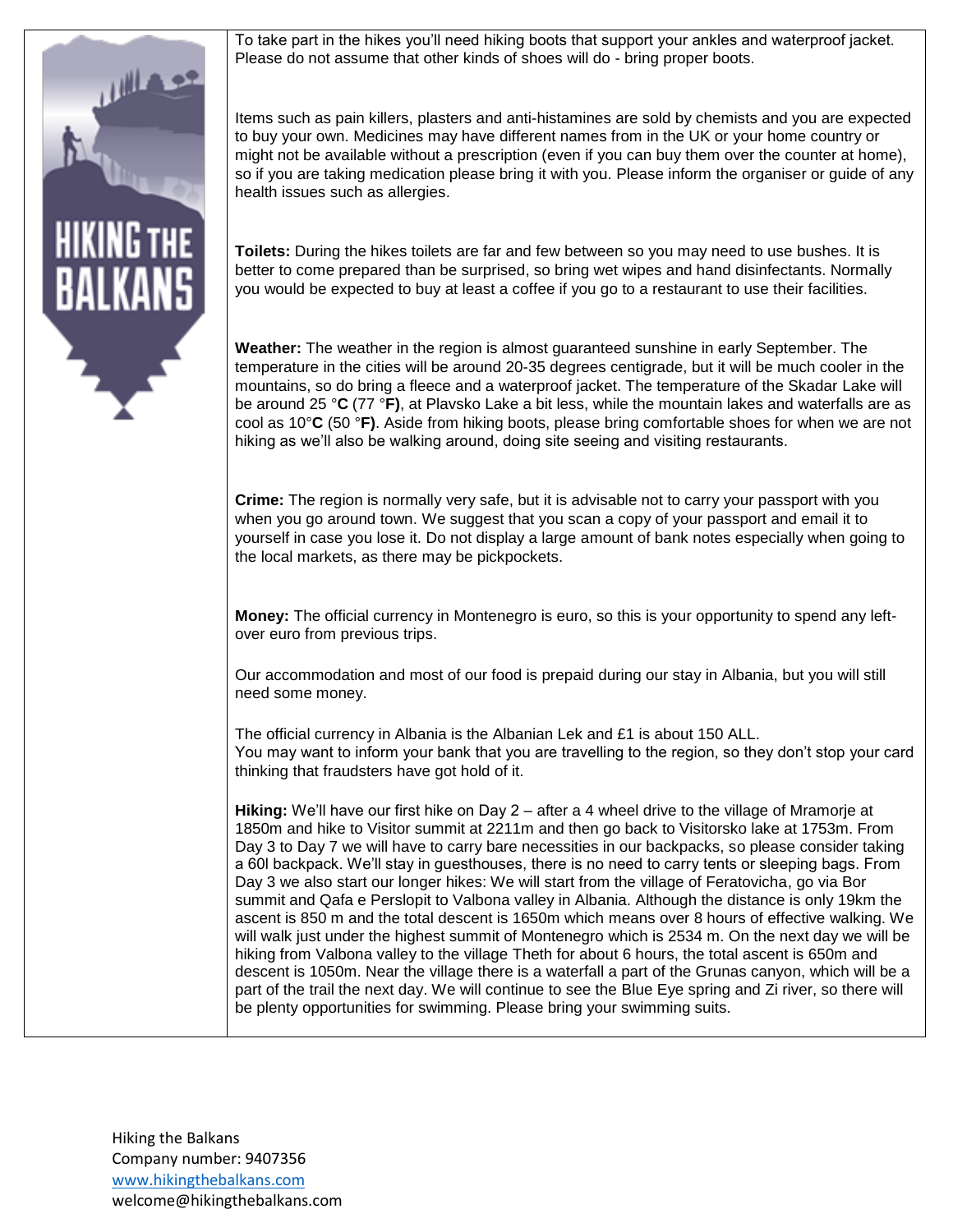To take part in the hikes you'll need hiking boots that support your ankles and waterproof jacket. Please do not assume that other kinds of shoes will do - bring proper boots.

Items such as pain killers, plasters and anti-histamines are sold by chemists and you are expected to buy your own. Medicines may have different names from in the UK or your home country or might not be available without a prescription (even if you can buy them over the counter at home), so if you are taking medication please bring it with you. Please inform the organiser or guide of any health issues such as allergies.

**Toilets:** During the hikes toilets are far and few between so you may need to use bushes. It is better to come prepared than be surprised, so bring wet wipes and hand disinfectants. Normally you would be expected to buy at least a coffee if you go to a restaurant to use their facilities.

**Weather:** The weather in the region is almost guaranteed sunshine in early September. The temperature in the cities will be around 20-35 degrees centigrade, but it will be much cooler in the mountains, so do bring a fleece and a waterproof jacket. The temperature of the Skadar Lake will be around 25 °**C** (77 °**F)**, at Plavsko Lake a bit less, while the mountain lakes and waterfalls are as cool as 10°**C** (50 °**F)**. Aside from hiking boots, please bring comfortable shoes for when we are not hiking as we'll also be walking around, doing site seeing and visiting restaurants.

**Crime:** The region is normally very safe, but it is advisable not to carry your passport with you when you go around town. We suggest that you scan a copy of your passport and email it to yourself in case you lose it. Do not display a large amount of bank notes especially when going to the local markets, as there may be pickpockets.

**Money:** The official currency in Montenegro is euro, so this is your opportunity to spend any left-over euro from previous trips.

Our accommodation and most of our food is prepaid during our stay in Albania, but you will still need some money.

The official currency in Albania is the Albanian Lek and £1 is about 150 ALL.
You may want to inform your bank that you are travelling to the region, so they don't stop your card thinking that fraudsters have got hold of it.

**Hiking:** We'll have our first hike on Day 2 – after a 4 wheel drive to the village of Mramorje at 1850m and hike to Visitor summit at 2211m and then go back to Visitorsko lake at 1753m. From Day 3 to Day 7 we will have to carry bare necessities in our backpacks, so please consider taking a 60l backpack. We'll stay in guesthouses, there is no need to carry tents or sleeping bags. From Day 3 we also start our longer hikes: We will start from the village of Feratovicha, go via Bor summit and Qafa e Perslopit to Valbona valley in Albania. Although the distance is only 19km the ascent is 850 m and the total descent is 1650m which means over 8 hours of effective walking. We will walk just under the highest summit of Montenegro which is 2534 m. On the next day we will be hiking from Valbona valley to the village Theth for about 6 hours, the total ascent is 650m and descent is 1050m. Near the village there is a waterfall a part of the Grunas canyon, which will be a part of the trail the next day. We will continue to see the Blue Eye spring and Zi river, so there will be plenty opportunities for swimming. Please bring your swimming suits.

Hiking the Balkans
Company number: 9407356
[www.hikingthebalkans.com](http://www.hikingthebalkans.com)
welcome@hikingthebalkans.com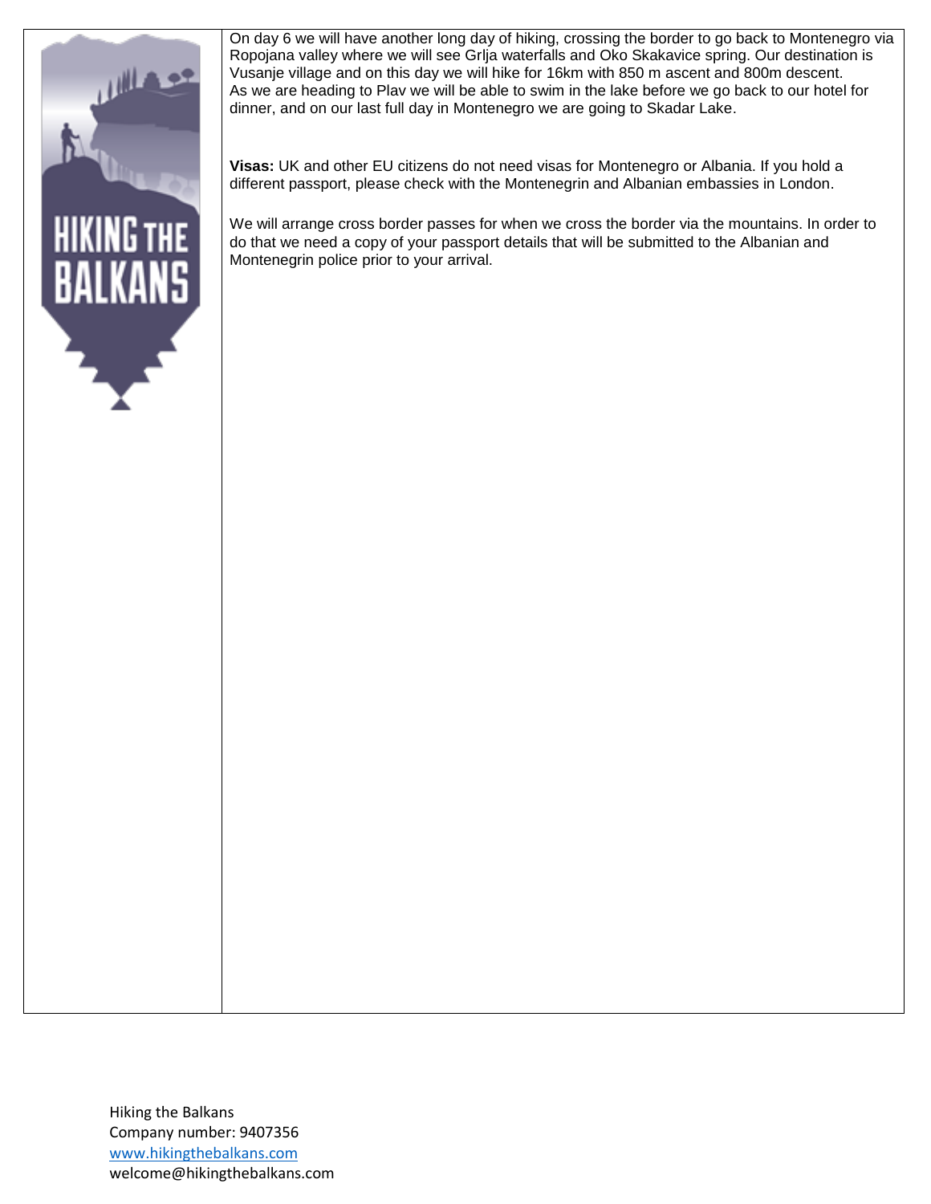On day 6 we will have another long day of hiking, crossing the border to go back to Montenegro via Ropojana valley where we will see Grlja waterfalls and Oko Skakavice spring. Our destination is Vusanje village and on this day we will hike for 16km with 850 m ascent and 800m descent. As we are heading to Plav we will be able to swim in the lake before we go back to our hotel for dinner, and on our last full day in Montenegro we are going to Skadar Lake.

**Visas:** UK and other EU citizens do not need visas for Montenegro or Albania. If you hold a different passport, please check with the Montenegrin and Albanian embassies in London.

We will arrange cross border passes for when we cross the border via the mountains. In order to do that we need a copy of your passport details that will be submitted to the Albanian and Montenegrin police prior to your arrival.

Hiking the Balkans
Company number: 9407356
www.hikingthebalkans.com
welcome@hikingthebalkans.com